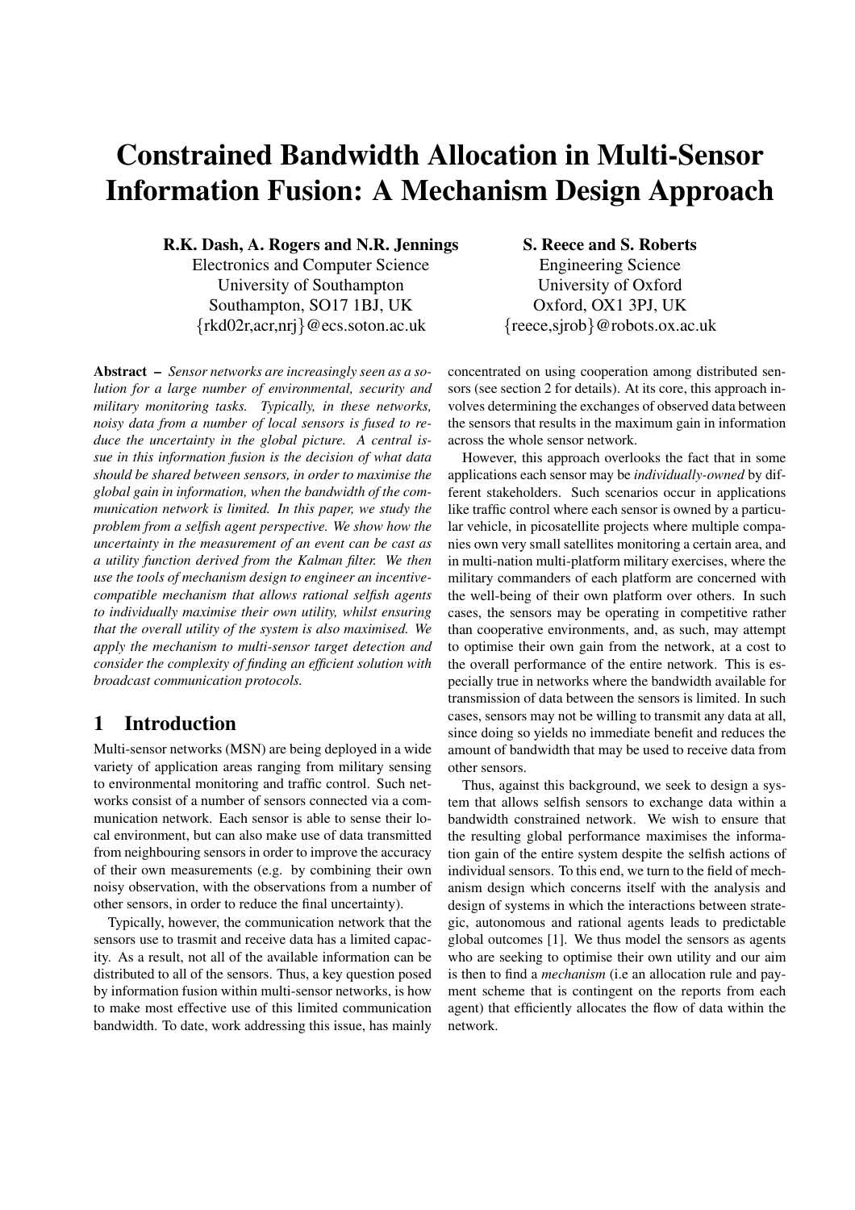# Constrained Bandwidth Allocation in Multi-Sensor Information Fusion: A Mechanism Design Approach

**R.K. Dash, A. Rogers and N.R. Jennings**
Electronics and Computer Science
University of Southampton
Southampton, SO17 1BJ, UK
{rkd02r,acr,nrj}@ecs.soton.ac.uk

**S. Reece and S. Roberts**
Engineering Science
University of Oxford
Oxford, OX1 3PJ, UK
{reece,sjrob}@robots.ox.ac.uk

**Abstract –** *Sensor networks are increasingly seen as a solution for a large number of environmental, security and military monitoring tasks. Typically, in these networks, noisy data from a number of local sensors is fused to reduce the uncertainty in the global picture. A central issue in this information fusion is the decision of what data should be shared between sensors, in order to maximise the global gain in information, when the bandwidth of the communication network is limited. In this paper, we study the problem from a selfish agent perspective. We show how the uncertainty in the measurement of an event can be cast as a utility function derived from the Kalman filter. We then use the tools of mechanism design to engineer an incentive-compatible mechanism that allows rational selfish agents to individually maximise their own utility, whilst ensuring that the overall utility of the system is also maximised. We apply the mechanism to multi-sensor target detection and consider the complexity of finding an efficient solution with broadcast communication protocols.*

## 1 Introduction

Multi-sensor networks (MSN) are being deployed in a wide variety of application areas ranging from military sensing to environmental monitoring and traffic control. Such networks consist of a number of sensors connected via a communication network. Each sensor is able to sense their local environment, but can also make use of data transmitted from neighbouring sensors in order to improve the accuracy of their own measurements (e.g. by combining their own noisy observation, with the observations from a number of other sensors, in order to reduce the final uncertainty).

Typically, however, the communication network that the sensors use to trasmit and receive data has a limited capacity. As a result, not all of the available information can be distributed to all of the sensors. Thus, a key question posed by information fusion within multi-sensor networks, is how to make most effective use of this limited communication bandwidth. To date, work addressing this issue, has mainly concentrated on using cooperation among distributed sensors (see section 2 for details). At its core, this approach involves determining the exchanges of observed data between the sensors that results in the maximum gain in information across the whole sensor network.

However, this approach overlooks the fact that in some applications each sensor may be *individually-owned* by different stakeholders. Such scenarios occur in applications like traffic control where each sensor is owned by a particular vehicle, in picosatellite projects where multiple companies own very small satellites monitoring a certain area, and in multi-nation multi-platform military exercises, where the military commanders of each platform are concerned with the well-being of their own platform over others. In such cases, the sensors may be operating in competitive rather than cooperative environments, and, as such, may attempt to optimise their own gain from the network, at a cost to the overall performance of the entire network. This is especially true in networks where the bandwidth available for transmission of data between the sensors is limited. In such cases, sensors may not be willing to transmit any data at all, since doing so yields no immediate benefit and reduces the amount of bandwidth that may be used to receive data from other sensors.

Thus, against this background, we seek to design a system that allows selfish sensors to exchange data within a bandwidth constrained network. We wish to ensure that the resulting global performance maximises the information gain of the entire system despite the selfish actions of individual sensors. To this end, we turn to the field of mechanism design which concerns itself with the analysis and design of systems in which the interactions between strategic, autonomous and rational agents leads to predictable global outcomes [1]. We thus model the sensors as agents who are seeking to optimise their own utility and our aim is then to find a *mechanism* (i.e an allocation rule and payment scheme that is contingent on the reports from each agent) that efficiently allocates the flow of data within the network.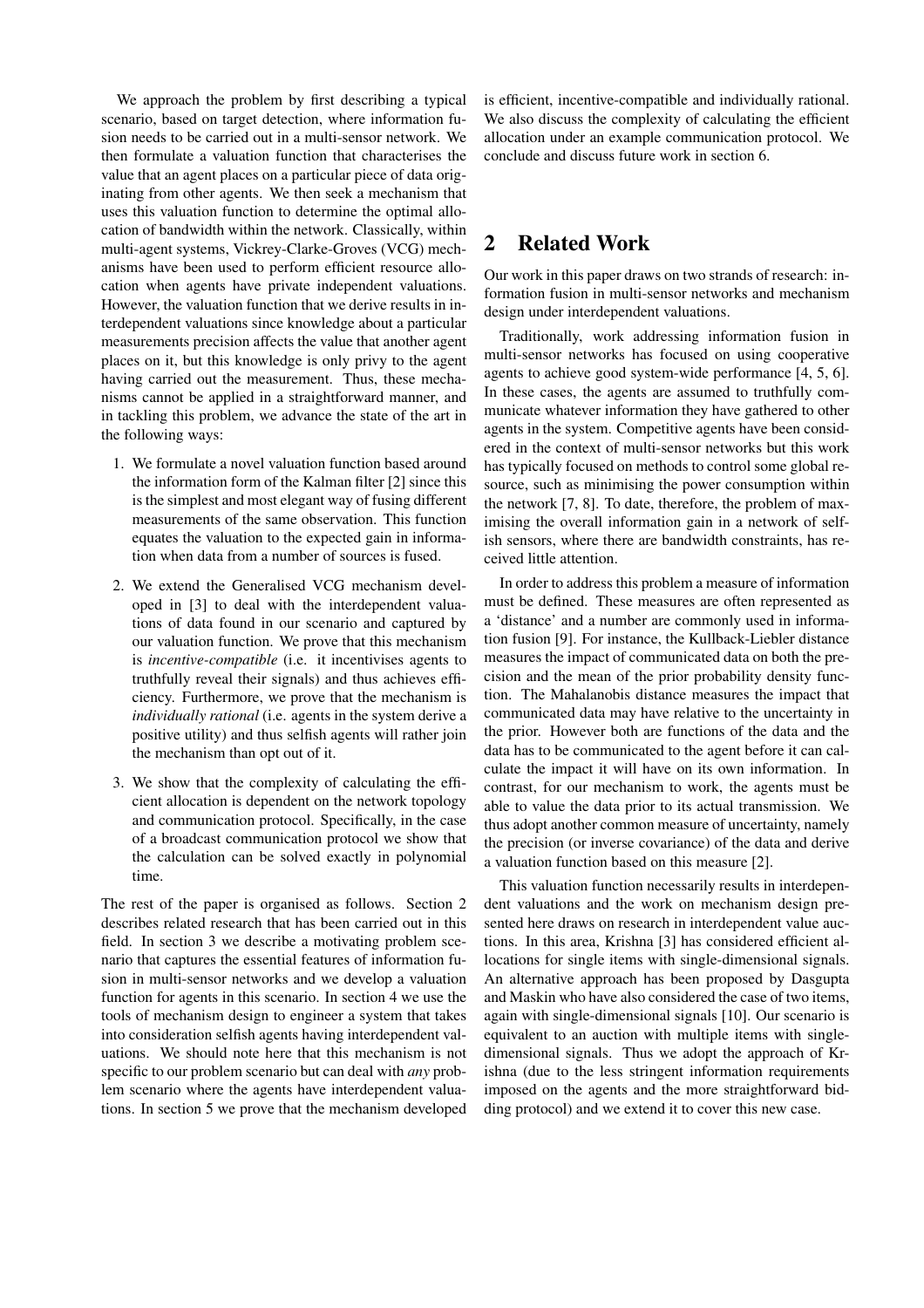We approach the problem by first describing a typical scenario, based on target detection, where information fusion needs to be carried out in a multi-sensor network. We then formulate a valuation function that characterises the value that an agent places on a particular piece of data originating from other agents. We then seek a mechanism that uses this valuation function to determine the optimal allocation of bandwidth within the network. Classically, within multi-agent systems, Vickrey-Clarke-Groves (VCG) mechanisms have been used to perform efficient resource allocation when agents have private independent valuations. However, the valuation function that we derive results in interdependent valuations since knowledge about a particular measurements precision affects the value that another agent places on it, but this knowledge is only privy to the agent having carried out the measurement. Thus, these mechanisms cannot be applied in a straightforward manner, and in tackling this problem, we advance the state of the art in the following ways:

1. We formulate a novel valuation function based around the information form of the Kalman filter [2] since this is the simplest and most elegant way of fusing different measurements of the same observation. This function equates the valuation to the expected gain in information when data from a number of sources is fused.
2. We extend the Generalised VCG mechanism developed in [3] to deal with the interdependent valuations of data found in our scenario and captured by our valuation function. We prove that this mechanism is *incentive-compatible* (i.e. it incentivises agents to truthfully reveal their signals) and thus achieves efficiency. Furthermore, we prove that the mechanism is *individually rational* (i.e. agents in the system derive a positive utility) and thus selfish agents will rather join the mechanism than opt out of it.
3. We show that the complexity of calculating the efficient allocation is dependent on the network topology and communication protocol. Specifically, in the case of a broadcast communication protocol we show that the calculation can be solved exactly in polynomial time.

The rest of the paper is organised as follows. Section 2 describes related research that has been carried out in this field. In section 3 we describe a motivating problem scenario that captures the essential features of information fusion in multi-sensor networks and we develop a valuation function for agents in this scenario. In section 4 we use the tools of mechanism design to engineer a system that takes into consideration selfish agents having interdependent valuations. We should note here that this mechanism is not specific to our problem scenario but can deal with *any* problem scenario where the agents have interdependent valuations. In section 5 we prove that the mechanism developed is efficient, incentive-compatible and individually rational. We also discuss the complexity of calculating the efficient allocation under an example communication protocol. We conclude and discuss future work in section 6.

## 2 Related Work

Our work in this paper draws on two strands of research: information fusion in multi-sensor networks and mechanism design under interdependent valuations.

Traditionally, work addressing information fusion in multi-sensor networks has focused on using cooperative agents to achieve good system-wide performance [4, 5, 6]. In these cases, the agents are assumed to truthfully communicate whatever information they have gathered to other agents in the system. Competitive agents have been considered in the context of multi-sensor networks but this work has typically focused on methods to control some global resource, such as minimising the power consumption within the network [7, 8]. To date, therefore, the problem of maximising the overall information gain in a network of selfish sensors, where there are bandwidth constraints, has received little attention.

In order to address this problem a measure of information must be defined. These measures are often represented as a 'distance' and a number are commonly used in information fusion [9]. For instance, the Kullback-Liebler distance measures the impact of communicated data on both the precision and the mean of the prior probability density function. The Mahalanobis distance measures the impact that communicated data may have relative to the uncertainty in the prior. However both are functions of the data and the data has to be communicated to the agent before it can calculate the impact it will have on its own information. In contrast, for our mechanism to work, the agents must be able to value the data prior to its actual transmission. We thus adopt another common measure of uncertainty, namely the precision (or inverse covariance) of the data and derive a valuation function based on this measure [2].

This valuation function necessarily results in interdependent valuations and the work on mechanism design presented here draws on research in interdependent value auctions. In this area, Krishna [3] has considered efficient allocations for single items with single-dimensional signals. An alternative approach has been proposed by Dasgupta and Maskin who have also considered the case of two items, again with single-dimensional signals [10]. Our scenario is equivalent to an auction with multiple items with single-dimensional signals. Thus we adopt the approach of Krishna (due to the less stringent information requirements imposed on the agents and the more straightforward bidding protocol) and we extend it to cover this new case.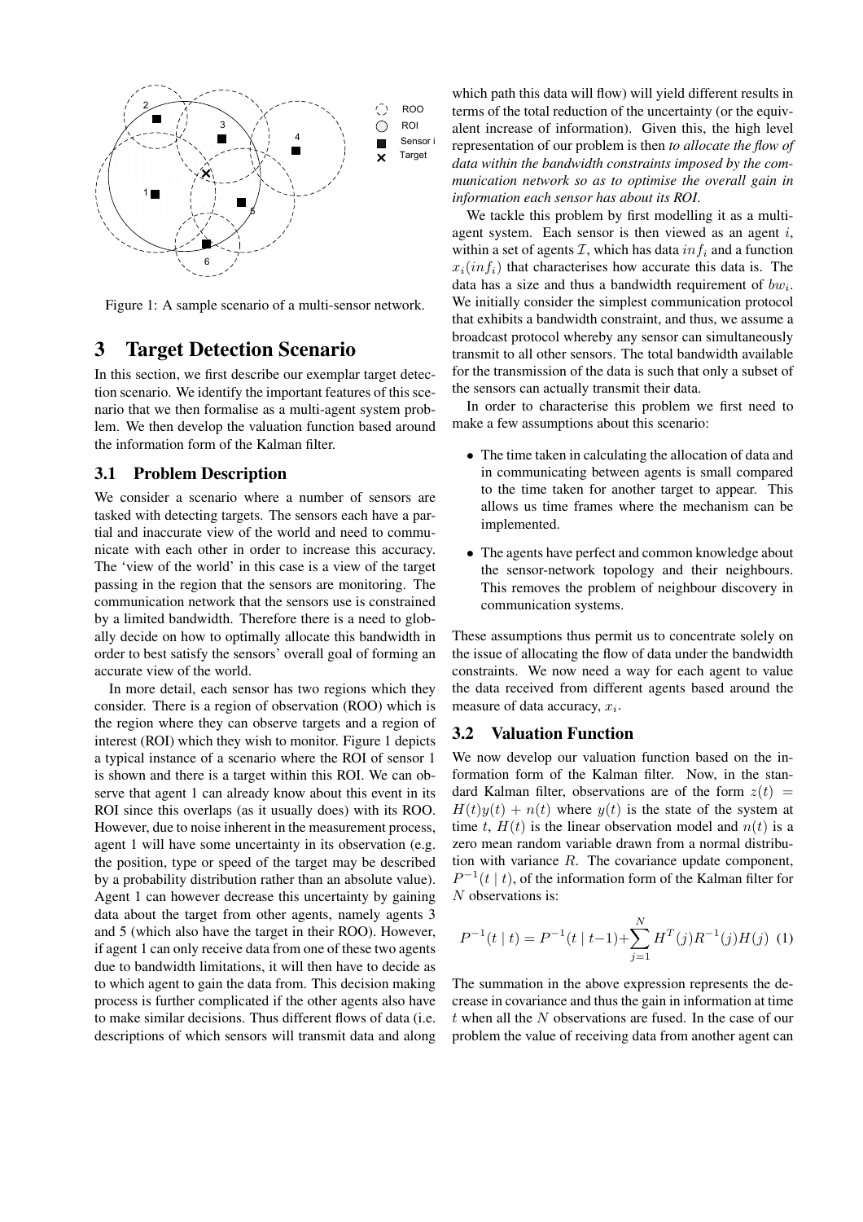2

3

4

1

5

6

ROO

ROI

Sensor i

Target

Figure 1: A sample scenario of a multi-sensor network.

# 3 Target Detection Scenario

In this section, we first describe our exemplar target detection scenario. We identify the important features of this scenario that we then formalise as a multi-agent system problem. We then develop the valuation function based around the information form of the Kalman filter.

## 3.1 Problem Description

We consider a scenario where a number of sensors are tasked with detecting targets. The sensors each have a partial and inaccurate view of the world and need to communicate with each other in order to increase this accuracy. The 'view of the world' in this case is a view of the target passing in the region that the sensors are monitoring. The communication network that the sensors use is constrained by a limited bandwidth. Therefore there is a need to globally decide on how to optimally allocate this bandwidth in order to best satisfy the sensors' overall goal of forming an accurate view of the world.

In more detail, each sensor has two regions which they consider. There is a region of observation (ROO) which is the region where they can observe targets and a region of interest (ROI) which they wish to monitor. Figure 1 depicts a typical instance of a scenario where the ROI of sensor 1 is shown and there is a target within this ROI. We can observe that agent 1 can already know about this event in its ROI since this overlaps (as it usually does) with its ROO. However, due to noise inherent in the measurement process, agent 1 will have some uncertainty in its observation (e.g. the position, type or speed of the target may be described by a probability distribution rather than an absolute value). Agent 1 can however decrease this uncertainty by gaining data about the target from other agents, namely agents 3 and 5 (which also have the target in their ROO). However, if agent 1 can only receive data from one of these two agents due to bandwidth limitations, it will then have to decide as to which agent to gain the data from. This decision making process is further complicated if the other agents also have to make similar decisions. Thus different flows of data (i.e. descriptions of which sensors will transmit data and along which path this data will flow) will yield different results in terms of the total reduction of the uncertainty (or the equivalent increase of information). Given this, the high level representation of our problem is then *to allocate the flow of data within the bandwidth constraints imposed by the communication network so as to optimise the overall gain in information each sensor has about its ROI.*

We tackle this problem by first modelling it as a multi-agent system. Each sensor is then viewed as an agent $i$, within a set of agents $\mathcal{I}$, which has data $inf_i$ and a function $x_i(inf_i)$ that characterises how accurate this data is. The data has a size and thus a bandwidth requirement of $bw_i$. We initially consider the simplest communication protocol that exhibits a bandwidth constraint, and thus, we assume a broadcast protocol whereby any sensor can simultaneously transmit to all other sensors. The total bandwidth available for the transmission of the data is such that only a subset of the sensors can actually transmit their data.

In order to characterise this problem we first need to make a few assumptions about this scenario:

- The time taken in calculating the allocation of data and in communicating between agents is small compared to the time taken for another target to appear. This allows us time frames where the mechanism can be implemented.
- The agents have perfect and common knowledge about the sensor-network topology and their neighbours. This removes the problem of neighbour discovery in communication systems.

These assumptions thus permit us to concentrate solely on the issue of allocating the flow of data under the bandwidth constraints. We now need a way for each agent to value the data received from different agents based around the measure of data accuracy, $x_i$.

## 3.2 Valuation Function

We now develop our valuation function based on the information form of the Kalman filter. Now, in the standard Kalman filter, observations are of the form $z(t) = H(t)y(t) + n(t)$ where $y(t)$ is the state of the system at time $t$, $H(t)$ is the linear observation model and $n(t)$ is a zero mean random variable drawn from a normal distribution with variance $R$. The covariance update component, $P^{-1}(t \mid t)$, of the information form of the Kalman filter for $N$ observations is:

$$P^{-1}(t \mid t) = P^{-1}(t \mid t-1) + \sum_{j=1}^{N} H^T(j) R^{-1}(j) H(j) \quad (1)$$

The summation in the above expression represents the decrease in covariance and thus the gain in information at time $t$ when all the $N$ observations are fused. In the case of our problem the value of receiving data from another agent can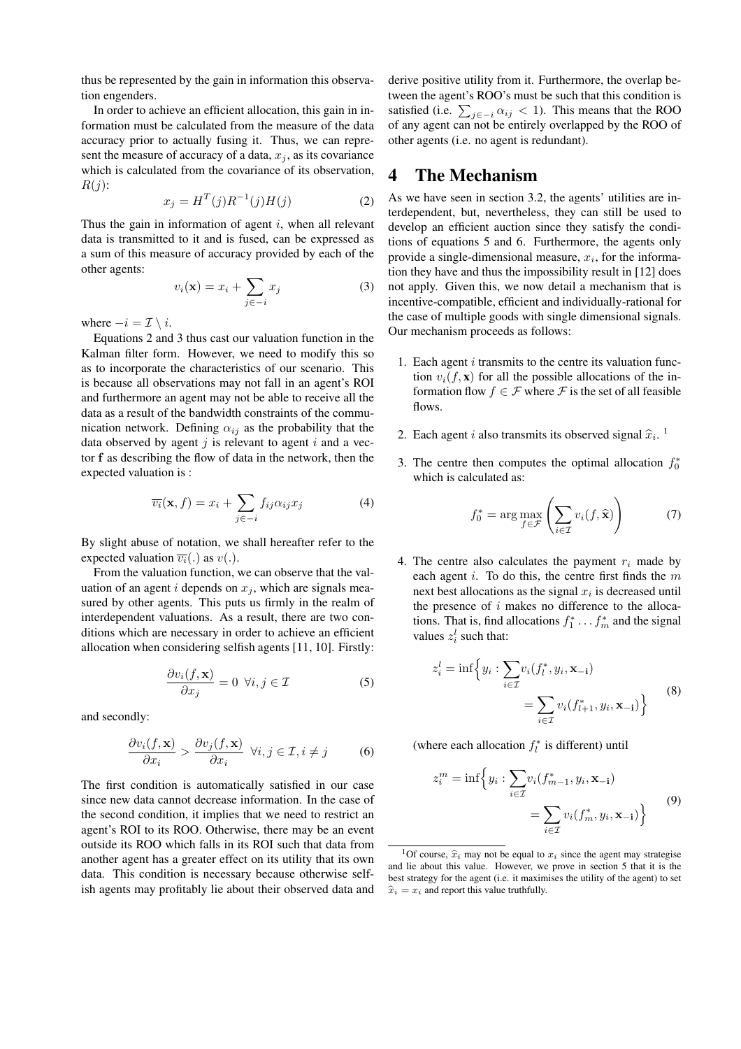thus be represented by the gain in information this observation engenders.

In order to achieve an efficient allocation, this gain in information must be calculated from the measure of the data accuracy prior to actually fusing it. Thus, we can represent the measure of accuracy of a data, $x_j$, as its covariance which is calculated from the covariance of its observation, $R(j)$:

$$x_j = H^T(j)R^{-1}(j)H(j) \tag{2}$$

Thus the gain in information of agent $i$, when all relevant data is transmitted to it and is fused, can be expressed as a sum of this measure of accuracy provided by each of the other agents:

$$v_i(\mathbf{x}) = x_i + \sum_{j \in -i} x_j \tag{3}$$

where $-i = \mathcal{I} \setminus i$.

Equations 2 and 3 thus cast our valuation function in the Kalman filter form. However, we need to modify this so as to incorporate the characteristics of our scenario. This is because all observations may not fall in an agent's ROI and furthermore an agent may not be able to receive all the data as a result of the bandwidth constraints of the communication network. Defining $\alpha_{ij}$ as the probability that the data observed by agent $j$ is relevant to agent $i$ and a vector $\mathbf{f}$ as describing the flow of data in the network, then the expected valuation is :

$$\overline{v_i}(\mathbf{x}, f) = x_i + \sum_{j \in -i} f_{ij} \alpha_{ij} x_j \tag{4}$$

By slight abuse of notation, we shall hereafter refer to the expected valuation $\overline{v_i}(.)$ as $v(.)$.

From the valuation function, we can observe that the valuation of an agent $i$ depends on $x_j$, which are signals measured by other agents. This puts us firmly in the realm of interdependent valuations. As a result, there are two conditions which are necessary in order to achieve an efficient allocation when considering selfish agents [11, 10]. Firstly:

$$\frac{\partial v_i(f, \mathbf{x})}{\partial x_j} = 0 \ \forall i, j \in \mathcal{I} \tag{5}$$

and secondly:

$$\frac{\partial v_i(f, \mathbf{x})}{\partial x_i} > \frac{\partial v_j(f, \mathbf{x})}{\partial x_i} \ \forall i, j \in \mathcal{I}, i \neq j \tag{6}$$

The first condition is automatically satisfied in our case since new data cannot decrease information. In the case of the second condition, it implies that we need to restrict an agent's ROI to its ROO. Otherwise, there may be an event outside its ROO which falls in its ROI such that data from another agent has a greater effect on its utility that its own data. This condition is necessary because otherwise selfish agents may profitably lie about their observed data and derive positive utility from it. Furthermore, the overlap between the agent's ROO's must be such that this condition is satisfied (i.e. $\sum_{j \in -i} \alpha_{ij} < 1$). This means that the ROO of any agent can not be entirely overlapped by the ROO of other agents (i.e. no agent is redundant).

# 4 The Mechanism

As we have seen in section 3.2, the agents' utilities are interdependent, but, nevertheless, they can still be used to develop an efficient auction since they satisfy the conditions of equations 5 and 6. Furthermore, the agents only provide a single-dimensional measure, $x_i$, for the information they have and thus the impossibility result in [12] does not apply. Given this, we now detail a mechanism that is incentive-compatible, efficient and individually-rational for the case of multiple goods with single dimensional signals. Our mechanism proceeds as follows:

1. Each agent $i$ transmits to the centre its valuation function $v_i(f, \mathbf{x})$ for all the possible allocations of the information flow $f \in \mathcal{F}$ where $\mathcal{F}$ is the set of all feasible flows.

2. Each agent $i$ also transmits its observed signal $\widehat{x}_i$. [1]

3. The centre then computes the optimal allocation $f_0^*$ which is calculated as:

$$f_0^* = \arg\max_{f \in \mathcal{F}} \left( \sum_{i \in \mathcal{I}} v_i(f, \widehat{\mathbf{x}}) \right) \tag{7}$$

4. The centre also calculates the payment $r_i$ made by each agent $i$. To do this, the centre first finds the $m$ next best allocations as the signal $x_i$ is decreased until the presence of $i$ makes no difference to the allocations. That is, find allocations $f_1^* \dots f_m^*$ and the signal values $z_i^l$ such that:

$$z_i^l = \inf\Big\{ y_i : \sum_{i \in \mathcal{I}} v_i(f_l^*, y_i, \mathbf{x_{-i}}) = \sum_{i \in \mathcal{I}} v_i(f_{l+1}^*, y_i, \mathbf{x_{-i}}) \Big\} \tag{8}$$

(where each allocation $f_l^*$ is different) until

$$z_i^m = \inf\Big\{ y_i : \sum_{i \in \mathcal{I}} v_i(f_{m-1}^*, y_i, \mathbf{x_{-i}}) = \sum_{i \in \mathcal{I}} v_i(f_m^*, y_i, \mathbf{x_{-i}}) \Big\} \tag{9}$$

[1] Of course, $\widehat{x}_i$ may not be equal to $x_i$ since the agent may strategise and lie about this value. However, we prove in section 5 that it is the best strategy for the agent (i.e. it maximises the utility of the agent) to set $\widehat{x}_i = x_i$ and report this value truthfully.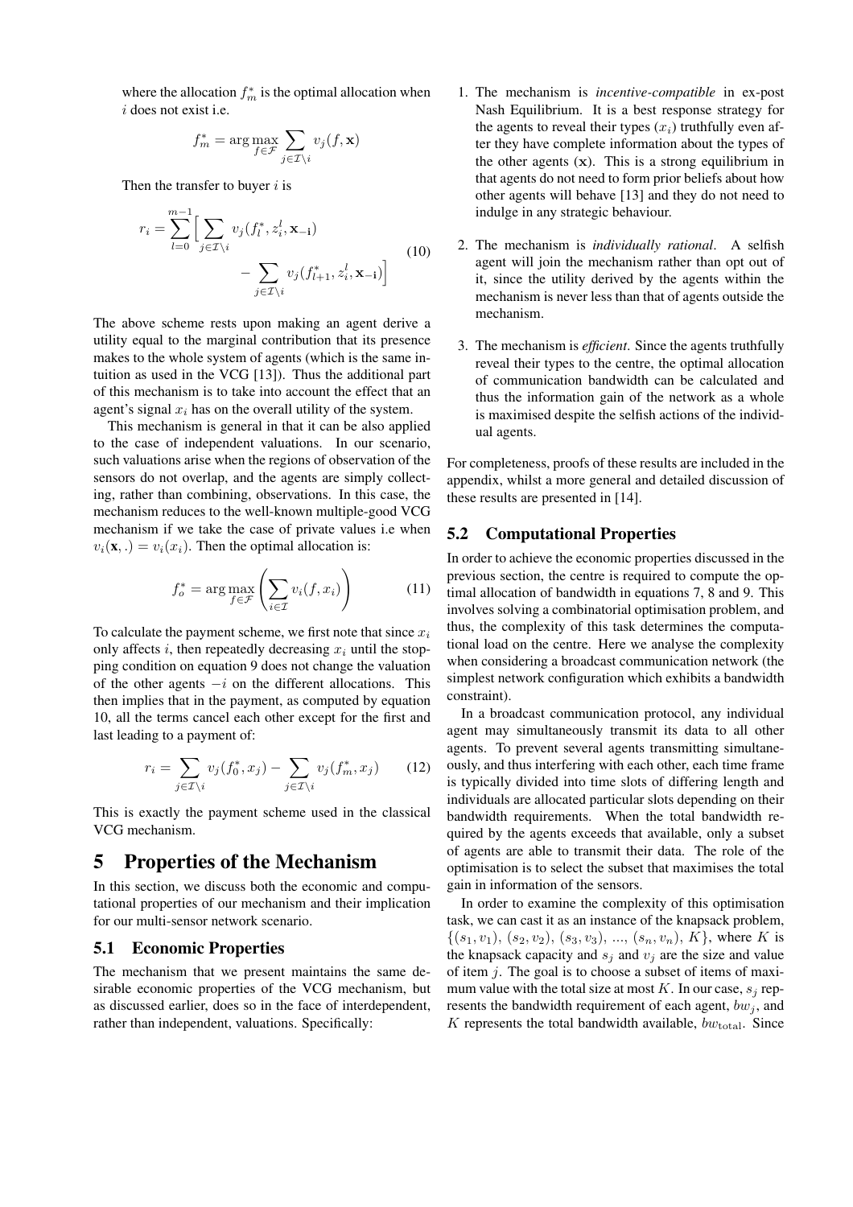where the allocation $f_m^*$ is the optimal allocation when $i$ does not exist i.e.

$$f_m^* = \arg\max_{f \in \mathcal{F}} \sum_{j \in \mathcal{I} \setminus i} v_j(f, \mathbf{x})$$

Then the transfer to buyer $i$ is

$$r_i = \sum_{l=0}^{m-1} \Big[ \sum_{j \in \mathcal{I} \setminus i} v_j(f_l^*, z_i^l, \mathbf{x_{-i}}) - \sum_{j \in \mathcal{I} \setminus i} v_j(f_{l+1}^*, z_i^l, \mathbf{x_{-i}}) \Big] \tag{10}$$

The above scheme rests upon making an agent derive a utility equal to the marginal contribution that its presence makes to the whole system of agents (which is the same intuition as used in the VCG [13]). Thus the additional part of this mechanism is to take into account the effect that an agent's signal $x_i$ has on the overall utility of the system.

This mechanism is general in that it can be also applied to the case of independent valuations. In our scenario, such valuations arise when the regions of observation of the sensors do not overlap, and the agents are simply collecting, rather than combining, observations. In this case, the mechanism reduces to the well-known multiple-good VCG mechanism if we take the case of private values i.e when $v_i(\mathbf{x}, .) = v_i(x_i)$. Then the optimal allocation is:

$$f_o^* = \arg\max_{f \in \mathcal{F}} \left( \sum_{i \in \mathcal{I}} v_i(f, x_i) \right) \tag{11}$$

To calculate the payment scheme, we first note that since $x_i$ only affects $i$, then repeatedly decreasing $x_i$ until the stopping condition on equation 9 does not change the valuation of the other agents $-i$ on the different allocations. This then implies that in the payment, as computed by equation 10, all the terms cancel each other except for the first and last leading to a payment of:

$$r_i = \sum_{j \in \mathcal{I} \setminus i} v_j(f_0^*, x_j) - \sum_{j \in \mathcal{I} \setminus i} v_j(f_m^*, x_j) \tag{12}$$

This is exactly the payment scheme used in the classical VCG mechanism.

# 5 Properties of the Mechanism

In this section, we discuss both the economic and computational properties of our mechanism and their implication for our multi-sensor network scenario.

## 5.1 Economic Properties

The mechanism that we present maintains the same desirable economic properties of the VCG mechanism, but as discussed earlier, does so in the face of interdependent, rather than independent, valuations. Specifically:

1. The mechanism is *incentive-compatible* in ex-post Nash Equilibrium. It is a best response strategy for the agents to reveal their types ($x_i$) truthfully even after they have complete information about the types of the other agents ($\mathbf{x}$). This is a strong equilibrium in that agents do not need to form prior beliefs about how other agents will behave [13] and they do not need to indulge in any strategic behaviour.

2. The mechanism is *individually rational*. A selfish agent will join the mechanism rather than opt out of it, since the utility derived by the agents within the mechanism is never less than that of agents outside the mechanism.

3. The mechanism is *efficient*. Since the agents truthfully reveal their types to the centre, the optimal allocation of communication bandwidth can be calculated and thus the information gain of the network as a whole is maximised despite the selfish actions of the individual agents.

For completeness, proofs of these results are included in the appendix, whilst a more general and detailed discussion of these results are presented in [14].

## 5.2 Computational Properties

In order to achieve the economic properties discussed in the previous section, the centre is required to compute the optimal allocation of bandwidth in equations 7, 8 and 9. This involves solving a combinatorial optimisation problem, and thus, the complexity of this task determines the computational load on the centre. Here we analyse the complexity when considering a broadcast communication network (the simplest network configuration which exhibits a bandwidth constraint).

In a broadcast communication protocol, any individual agent may simultaneously transmit its data to all other agents. To prevent several agents transmitting simultaneously, and thus interfering with each other, each time frame is typically divided into time slots of differing length and individuals are allocated particular slots depending on their bandwidth requirements. When the total bandwidth required by the agents exceeds that available, only a subset of agents are able to transmit their data. The role of the optimisation is to select the subset that maximises the total gain in information of the sensors.

In order to examine the complexity of this optimisation task, we can cast it as an instance of the knapsack problem, $\{(s_1, v_1), (s_2, v_2), (s_3, v_3), ..., (s_n, v_n), K\}$, where $K$ is the knapsack capacity and $s_j$ and $v_j$ are the size and value of item $j$. The goal is to choose a subset of items of maximum value with the total size at most $K$. In our case, $s_j$ represents the bandwidth requirement of each agent, $bw_j$, and $K$ represents the total bandwidth available, $bw_{\text{total}}$. Since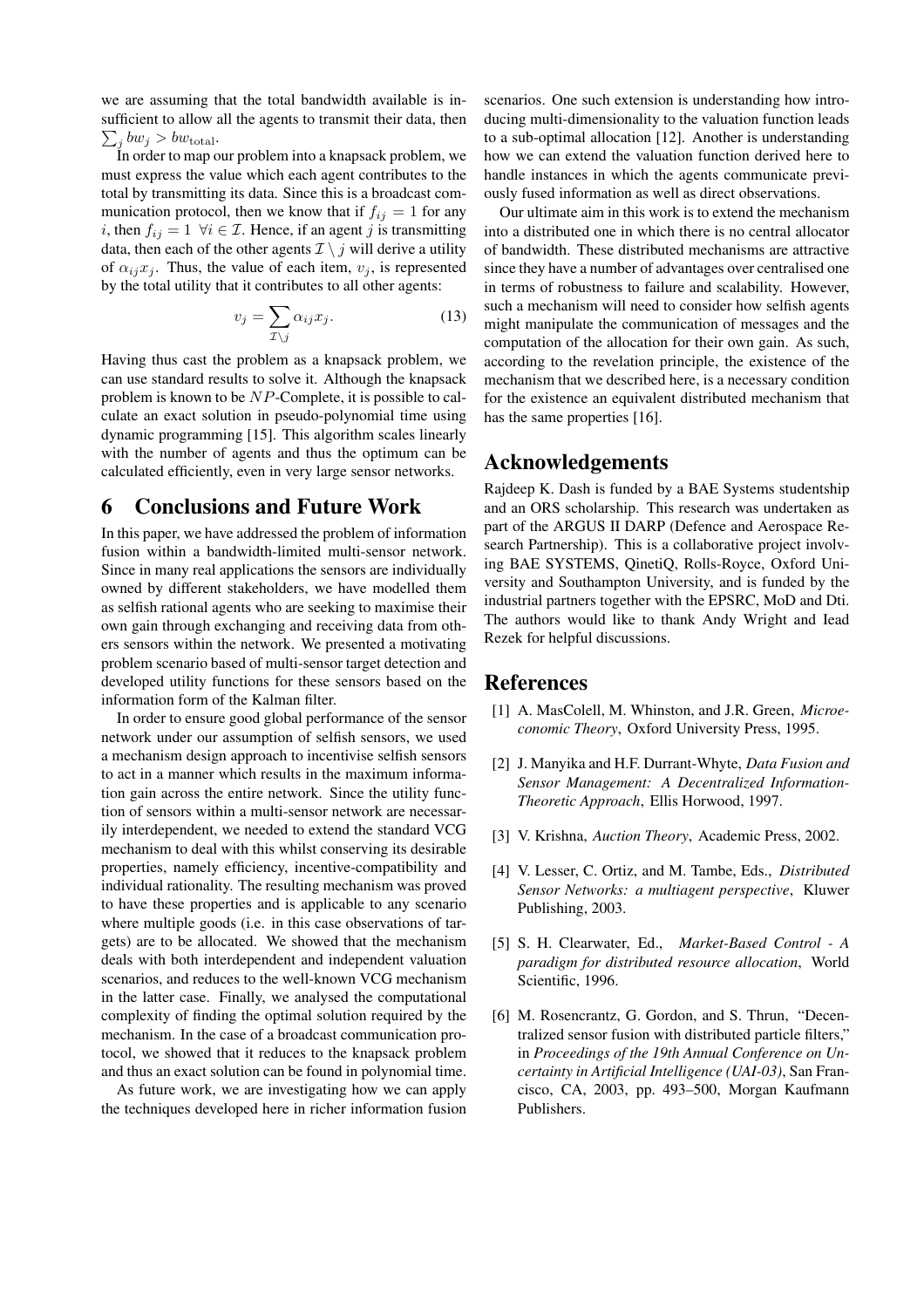we are assuming that the total bandwidth available is insufficient to allow all the agents to transmit their data, then $\sum_j bw_j > bw_{\text{total}}$.

In order to map our problem into a knapsack problem, we must express the value which each agent contributes to the total by transmitting its data. Since this is a broadcast communication protocol, then we know that if $f_{ij} = 1$ for any $i$, then $f_{ij} = 1 \;\; \forall i \in \mathcal{I}$. Hence, if an agent $j$ is transmitting data, then each of the other agents $\mathcal{I} \setminus j$ will derive a utility of $\alpha_{ij} x_j$. Thus, the value of each item, $v_j$, is represented by the total utility that it contributes to all other agents:

$$v_j = \sum_{\mathcal{I} \setminus j} \alpha_{ij} x_j. \tag{13}$$

Having thus cast the problem as a knapsack problem, we can use standard results to solve it. Although the knapsack problem is known to be $NP$-Complete, it is possible to calculate an exact solution in pseudo-polynomial time using dynamic programming [15]. This algorithm scales linearly with the number of agents and thus the optimum can be calculated efficiently, even in very large sensor networks.

# 6 Conclusions and Future Work

In this paper, we have addressed the problem of information fusion within a bandwidth-limited multi-sensor network. Since in many real applications the sensors are individually owned by different stakeholders, we have modelled them as selfish rational agents who are seeking to maximise their own gain through exchanging and receiving data from others sensors within the network. We presented a motivating problem scenario based of multi-sensor target detection and developed utility functions for these sensors based on the information form of the Kalman filter.

In order to ensure good global performance of the sensor network under our assumption of selfish sensors, we used a mechanism design approach to incentivise selfish sensors to act in a manner which results in the maximum information gain across the entire network. Since the utility function of sensors within a multi-sensor network are necessarily interdependent, we needed to extend the standard VCG mechanism to deal with this whilst conserving its desirable properties, namely efficiency, incentive-compatibility and individual rationality. The resulting mechanism was proved to have these properties and is applicable to any scenario where multiple goods (i.e. in this case observations of targets) are to be allocated. We showed that the mechanism deals with both interdependent and independent valuation scenarios, and reduces to the well-known VCG mechanism in the latter case. Finally, we analysed the computational complexity of finding the optimal solution required by the mechanism. In the case of a broadcast communication protocol, we showed that it reduces to the knapsack problem and thus an exact solution can be found in polynomial time.

As future work, we are investigating how we can apply the techniques developed here in richer information fusion scenarios. One such extension is understanding how introducing multi-dimensionality to the valuation function leads to a sub-optimal allocation [12]. Another is understanding how we can extend the valuation function derived here to handle instances in which the agents communicate previously fused information as well as direct observations.

Our ultimate aim in this work is to extend the mechanism into a distributed one in which there is no central allocator of bandwidth. These distributed mechanisms are attractive since they have a number of advantages over centralised one in terms of robustness to failure and scalability. However, such a mechanism will need to consider how selfish agents might manipulate the communication of messages and the computation of the allocation for their own gain. As such, according to the revelation principle, the existence of the mechanism that we described here, is a necessary condition for the existence an equivalent distributed mechanism that has the same properties [16].

# Acknowledgements

Rajdeep K. Dash is funded by a BAE Systems studentship and an ORS scholarship. This research was undertaken as part of the ARGUS II DARP (Defence and Aerospace Research Partnership). This is a collaborative project involving BAE SYSTEMS, QinetiQ, Rolls-Royce, Oxford University and Southampton University, and is funded by the industrial partners together with the EPSRC, MoD and Dti. The authors would like to thank Andy Wright and Iead Rezek for helpful discussions.

# References

[1] A. MasColell, M. Whinston, and J.R. Green, *Microeconomic Theory*, Oxford University Press, 1995.

[2] J. Manyika and H.F. Durrant-Whyte, *Data Fusion and Sensor Management: A Decentralized Information-Theoretic Approach*, Ellis Horwood, 1997.

[3] V. Krishna, *Auction Theory*, Academic Press, 2002.

[4] V. Lesser, C. Ortiz, and M. Tambe, Eds., *Distributed Sensor Networks: a multiagent perspective*, Kluwer Publishing, 2003.

[5] S. H. Clearwater, Ed., *Market-Based Control - A paradigm for distributed resource allocation*, World Scientific, 1996.

[6] M. Rosencrantz, G. Gordon, and S. Thrun, "Decentralized sensor fusion with distributed particle filters," in *Proceedings of the 19th Annual Conference on Uncertainty in Artificial Intelligence (UAI-03)*, San Francisco, CA, 2003, pp. 493–500, Morgan Kaufmann Publishers.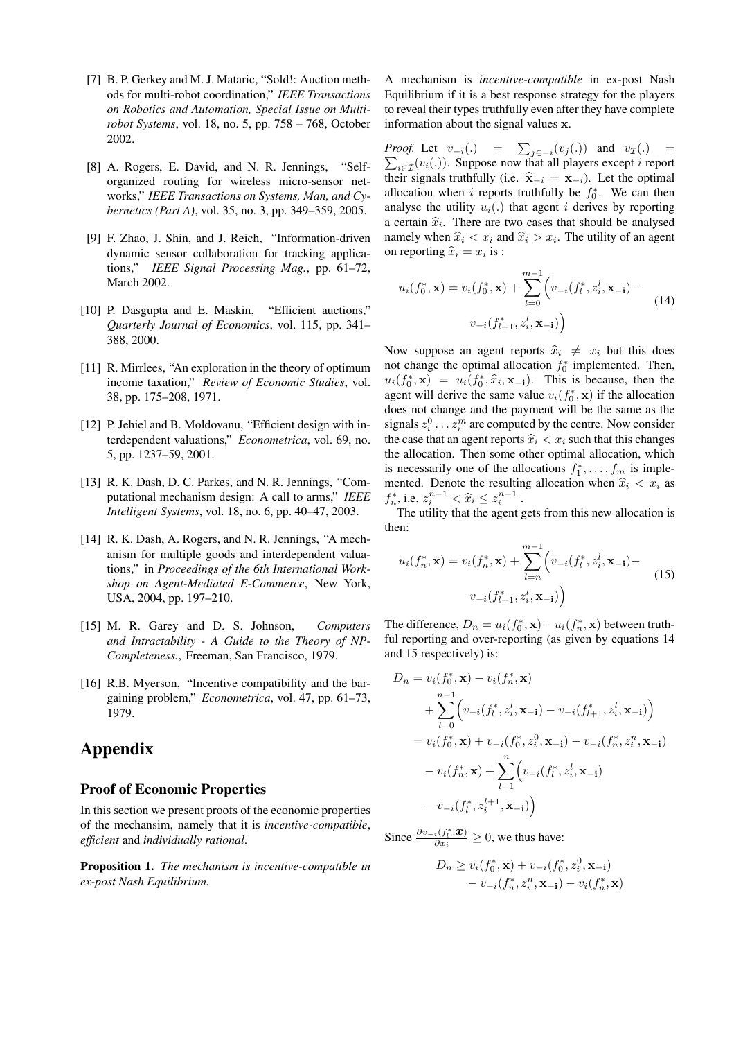[7] B. P. Gerkey and M. J. Mataric, "Sold!: Auction methods for multi-robot coordination," *IEEE Transactions on Robotics and Automation, Special Issue on Multi-robot Systems*, vol. 18, no. 5, pp. 758 – 768, October 2002.

[8] A. Rogers, E. David, and N. R. Jennings, "Self-organized routing for wireless micro-sensor networks," *IEEE Transactions on Systems, Man, and Cybernetics (Part A)*, vol. 35, no. 3, pp. 349–359, 2005.

[9] F. Zhao, J. Shin, and J. Reich, "Information-driven dynamic sensor collaboration for tracking applications," *IEEE Signal Processing Mag.*, pp. 61–72, March 2002.

[10] P. Dasgupta and E. Maskin, "Efficient auctions," *Quarterly Journal of Economics*, vol. 115, pp. 341–388, 2000.

[11] R. Mirrlees, "An exploration in the theory of optimum income taxation," *Review of Economic Studies*, vol. 38, pp. 175–208, 1971.

[12] P. Jehiel and B. Moldovanu, "Efficient design with interdependent valuations," *Econometrica*, vol. 69, no. 5, pp. 1237–59, 2001.

[13] R. K. Dash, D. C. Parkes, and N. R. Jennings, "Computational mechanism design: A call to arms," *IEEE Intelligent Systems*, vol. 18, no. 6, pp. 40–47, 2003.

[14] R. K. Dash, A. Rogers, and N. R. Jennings, "A mechanism for multiple goods and interdependent valuations," in *Proceedings of the 6th International Workshop on Agent-Mediated E-Commerce*, New York, USA, 2004, pp. 197–210.

[15] M. R. Garey and D. S. Johnson, *Computers and Intractability - A Guide to the Theory of NP-Completeness.*, Freeman, San Francisco, 1979.

[16] R.B. Myerson, "Incentive compatibility and the bargaining problem," *Econometrica*, vol. 47, pp. 61–73, 1979.

# Appendix

## Proof of Economic Properties

In this section we present proofs of the economic properties of the mechansim, namely that it is *incentive-compatible*, *efficient* and *individually rational*.

**Proposition 1.** *The mechanism is incentive-compatible in ex-post Nash Equilibrium.*

A mechanism is *incentive-compatible* in ex-post Nash Equilibrium if it is a best response strategy for the players to reveal their types truthfully even after they have complete information about the signal values $\mathbf{x}$.

*Proof.* Let $v_{-i}(.) = \sum_{j \in -i}(v_j(.))$ and $v_{\mathcal{I}}(.) = \sum_{i \in \mathcal{I}}(v_i(.))$. Suppose now that all players except $i$ report their signals truthfully (i.e. $\widehat{\mathbf{x}}_{-i} = \mathbf{x}_{-i}$). Let the optimal allocation when $i$ reports truthfully be $f_0^*$. We can then analyse the utility $u_i(.)$ that agent $i$ derives by reporting a certain $\widehat{x}_i$. There are two cases that should be analysed namely when $\widehat{x}_i < x_i$ and $\widehat{x}_i > x_i$. The utility of an agent on reporting $\widehat{x}_i = x_i$ is :

$$u_i(f_0^*, \mathbf{x}) = v_i(f_0^*, \mathbf{x}) + \sum_{l=0}^{m-1}\Big(v_{-i}(f_l^*, z_i^l, \mathbf{x_{-i}}) - v_{-i}(f_{l+1}^*, z_i^l, \mathbf{x_{-i}})\Big) \tag{14}$$

Now suppose an agent reports $\widehat{x}_i \neq x_i$ but this does not change the optimal allocation $f_0^*$ implemented. Then, $u_i(f_0^*, \mathbf{x}) = u_i(f_0^*, \widehat{x}_i, \mathbf{x_{-i}})$. This is because, then the agent will derive the same value $v_i(f_0^*, \mathbf{x})$ if the allocation does not change and the payment will be the same as the signals $z_i^0 \ldots z_i^m$ are computed by the centre. Now consider the case that an agent reports $\widehat{x}_i < x_i$ such that this changes the allocation. Then some other optimal allocation, which is necessarily one of the allocations $f_1^*, \ldots, f_m$ is implemented. Denote the resulting allocation when $\widehat{x}_i < x_i$ as $f_n^*$, i.e. $z_i^{n-1} < \widehat{x}_i \leq z_i^{n-1}$.

The utility that the agent gets from this new allocation is then:

$$u_i(f_n^*, \mathbf{x}) = v_i(f_n^*, \mathbf{x}) + \sum_{l=n}^{m-1}\Big(v_{-i}(f_l^*, z_i^l, \mathbf{x_{-i}}) - v_{-i}(f_{l+1}^*, z_i^l, \mathbf{x_{-i}})\Big) \tag{15}$$

The difference, $D_n = u_i(f_0^*, \mathbf{x}) - u_i(f_n^*, \mathbf{x})$ between truthful reporting and over-reporting (as given by equations 14 and 15 respectively) is:

$$\begin{aligned}
D_n &= v_i(f_0^*, \mathbf{x}) - v_i(f_n^*, \mathbf{x}) \\
&\quad + \sum_{l=0}^{n-1}\Big(v_{-i}(f_l^*, z_i^l, \mathbf{x_{-i}}) - v_{-i}(f_{l+1}^*, z_i^l, \mathbf{x_{-i}})\Big) \\
&= v_i(f_0^*, \mathbf{x}) + v_{-i}(f_0^*, z_i^0, \mathbf{x_{-i}}) - v_{-i}(f_n^*, z_i^n, \mathbf{x_{-i}}) \\
&\quad - v_i(f_n^*, \mathbf{x}) + \sum_{l=1}^{n}\Big(v_{-i}(f_l^*, z_i^l, \mathbf{x_{-i}}) \\
&\quad - v_{-i}(f_l^*, z_i^{l+1}, \mathbf{x_{-i}})\Big)
\end{aligned}$$

Since $\frac{\partial v_{-i}(f_l^*, \boldsymbol{x})}{\partial x_i} \geq 0$, we thus have:

$$\begin{aligned}
D_n \geq\ & v_i(f_0^*, \mathbf{x}) + v_{-i}(f_0^*, z_i^0, \mathbf{x_{-i}}) \\
&- v_{-i}(f_n^*, z_i^n, \mathbf{x_{-i}}) - v_i(f_n^*, \mathbf{x})
\end{aligned}$$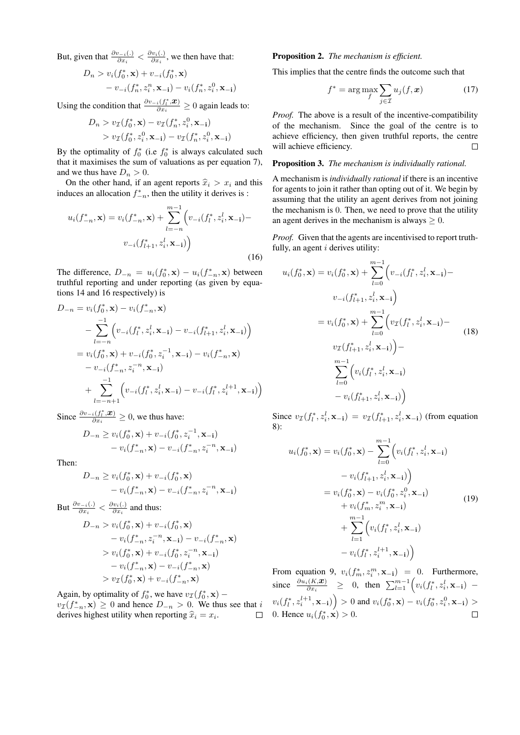But, given that $\frac{\partial v_{-i}(.)}{\partial x_i} < \frac{\partial v_i(.)}{\partial x_i}$, we then have that:

$$
\begin{aligned}
D_n > & \; v_i(f_0^*, \mathbf{x}) + v_{-i}(f_0^*, \mathbf{x}) \\
& - v_{-i}(f_n^*, z_i^n, \mathbf{x_{-i}}) - v_i(f_n^*, z_i^0, \mathbf{x_{-i}})
\end{aligned}
$$

Using the condition that $\frac{\partial v_{-i}(f_l^*, \boldsymbol{x})}{\partial x_i} \geq 0$ again leads to:

$$
\begin{aligned}
D_n &> v_{\mathcal{I}}(f_0^*, \mathbf{x}) - v_{\mathcal{I}}(f_n^*, z_i^0, \mathbf{x_{-i}}) \\
&> v_{\mathcal{I}}(f_0^*, z_i^0, \mathbf{x_{-i}}) - v_{\mathcal{I}}(f_n^*, z_i^0, \mathbf{x_{-i}})
\end{aligned}
$$

By the optimality of $f_0^*$ (i.e $f_0^*$ is always calculated such that it maximises the sum of valuations as per equation 7), and we thus have $D_n > 0$.

On the other hand, if an agent reports $\widehat{x}_i > x_i$ and this induces an allocation $f_{-n}^*$, then the utility it derives is :

$$
u_i(f_{-n}^*, \mathbf{x}) = v_i(f_{-n}^*, \mathbf{x}) + \sum_{l=-n}^{m-1} \Big( v_{-i}(f_l^*, z_i^l, \mathbf{x_{-i}}) - v_{-i}(f_{l+1}^*, z_i^l, \mathbf{x_{-i}}) \Big) \tag{16}
$$

The difference, $D_{-n} = u_i(f_0^*, \mathbf{x}) - u_i(f_{-n}^*, \mathbf{x})$ between truthful reporting and under reporting (as given by equations 14 and 16 respectively) is

$$
\begin{aligned}
D_{-n} &= v_i(f_0^*, \mathbf{x}) - v_i(f_{-n}^*, \mathbf{x}) \\
&\quad - \sum_{l=-n}^{-1} \Big( v_{-i}(f_l^*, z_i^l, \mathbf{x_{-i}}) - v_{-i}(f_{l+1}^*, z_i^l, \mathbf{x_{-i}}) \Big) \\
&= v_i(f_0^*, \mathbf{x}) + v_{-i}(f_0^*, z_i^{-1}, \mathbf{x_{-i}}) - v_i(f_{-n}^*, \mathbf{x}) \\
&\quad - v_{-i}(f_{-n}^*, z_i^{-n}, \mathbf{x_{-i}}) \\
&\quad + \sum_{l=-n+1}^{-1} \Big( v_{-i}(f_l^*, z_i^l, \mathbf{x_{-i}}) - v_{-i}(f_l^*, z_i^{l+1}, \mathbf{x_{-i}}) \Big)
\end{aligned}
$$

Since $\frac{\partial v_{-i}(f_l^*, \boldsymbol{x})}{\partial x_i} \geq 0$, we thus have:

$$
\begin{aligned}
D_{-n} \geq & \; v_i(f_0^*, \mathbf{x}) + v_{-i}(f_0^*, z_i^{-1}, \mathbf{x_{-i}}) \\
& - v_i(f_{-n}^*, \mathbf{x}) - v_{-i}(f_{-n}^*, z_i^{-n}, \mathbf{x_{-i}})
\end{aligned}
$$

Then:

$$
\begin{aligned}
D_{-n} \geq & \; v_i(f_0^*, \mathbf{x}) + v_{-i}(f_0^*, \mathbf{x}) \\
& - v_i(f_{-n}^*, \mathbf{x}) - v_{-i}(f_{-n}^*, z_i^{-n}, \mathbf{x_{-i}})
\end{aligned}
$$

But $\frac{\partial v_{-i}(.)}{\partial x_i} < \frac{\partial v_i(.)}{\partial x_i}$ and thus:

$$
\begin{aligned}
D_{-n} &> v_i(f_0^*, \mathbf{x}) + v_{-i}(f_0^*, \mathbf{x}) \\
&\quad - v_i(f_{-n}^*, z_i^{-n}, \mathbf{x_{-i}}) - v_{-i}(f_{-n}^*, \mathbf{x}) \\
&> v_i(f_0^*, \mathbf{x}) + v_{-i}(f_0^*, z_i^{-n}, \mathbf{x_{-i}}) \\
&\quad - v_i(f_{-n}^*, \mathbf{x}) - v_{-i}(f_{-n}^*, \mathbf{x}) \\
&> v_{\mathcal{I}}(f_0^*, \mathbf{x}) + v_{-i}(f_{-n}^*, \mathbf{x})
\end{aligned}
$$

Again, by optimality of $f_0^*$, we have $v_{\mathcal{I}}(f_0^*, \mathbf{x}) - v_{\mathcal{I}}(f_{-n}^*, \mathbf{x}) \geq 0$ and hence $D_{-n} > 0$. We thus see that $i$ derives highest utility when reporting $\widehat{x}_i = x_i$. □

**Proposition 2.** *The mechanism is efficient.*

This implies that the centre finds the outcome such that

$$
f^* = \arg\max_f \sum_{j \in \mathcal{I}} u_j(f, \boldsymbol{x}) \tag{17}
$$

*Proof.* The above is a result of the incentive-compatibility of the mechanism. Since the goal of the centre is to achieve efficiency, then given truthful reports, the centre will achieve efficiency. □

**Proposition 3.** *The mechanism is individually rational.*

A mechanism is *individually rational* if there is an incentive for agents to join it rather than opting out of it. We begin by assuming that the utility an agent derives from not joining the mechanism is 0. Then, we need to prove that the utility an agent derives in the mechanism is always $\geq 0$.

*Proof.* Given that the agents are incentivised to report truthfully, an agent $i$ derives utility:

$$
\begin{aligned}
u_i(f_0^*, \mathbf{x}) &= v_i(f_0^*, \mathbf{x}) + \sum_{l=0}^{m-1} \Big( v_{-i}(f_l^*, z_i^l, \mathbf{x_{-i}}) - v_{-i}(f_{l+1}^*, z_i^l, \mathbf{x_{-i}}) \Big) \\
&= v_i(f_0^*, \mathbf{x}) + \sum_{l=0}^{m-1} \Big( v_{\mathcal{I}}(f_l^*, z_i^l, \mathbf{x_{-i}}) - v_{\mathcal{I}}(f_{l+1}^*, z_i^l, \mathbf{x_{-i}}) \Big) - \\
&\quad \sum_{l=0}^{m-1} \Big( v_i(f_l^*, z_i^l, \mathbf{x_{-i}}) - v_i(f_{l+1}^*, z_i^l, \mathbf{x_{-i}}) \Big)
\end{aligned} \tag{18}
$$

Since $v_{\mathcal{I}}(f_l^*, z_i^l, \mathbf{x_{-i}}) = v_{\mathcal{I}}(f_{l+1}^*, z_i^l, \mathbf{x_{-i}})$ (from equation 8):

$$
\begin{aligned}
u_i(f_0^*, \mathbf{x}) &= v_i(f_0^*, \mathbf{x}) - \sum_{l=0}^{m-1} \Big( v_i(f_l^*, z_i^l, \mathbf{x_{-i}}) - v_i(f_{l+1}^*, z_i^l, \mathbf{x_{-i}}) \Big) \\
&= v_i(f_0^*, \mathbf{x}) - v_i(f_0^*, z_i^0, \mathbf{x_{-i}}) \\
&\quad + v_i(f_m^*, z_i^m, \mathbf{x_{-i}}) \\
&\quad + \sum_{l=1}^{m-1} \Big( v_i(f_l^*, z_i^l, \mathbf{x_{-i}}) - v_i(f_l^*, z_i^{l+1}, \mathbf{x_{-i}}) \Big)
\end{aligned} \tag{19}
$$

From equation 9, $v_i(f_m^*, z_i^m, \mathbf{x_{-i}}) = 0$. Furthermore, since $\frac{\partial u_i(K, \boldsymbol{x})}{\partial x_i} \geq 0$, then $\sum_{l=1}^{m-1} \Big( v_i(f_l^*, z_i^l, \mathbf{x_{-i}}) - v_i(f_l^*, z_i^{l+1}, \mathbf{x_{-i}}) \Big) > 0$ and $v_i(f_0^*, \mathbf{x}) - v_i(f_0^*, z_i^0, \mathbf{x_{-i}}) > 0$. Hence $u_i(f_0^*, \mathbf{x}) > 0$. □